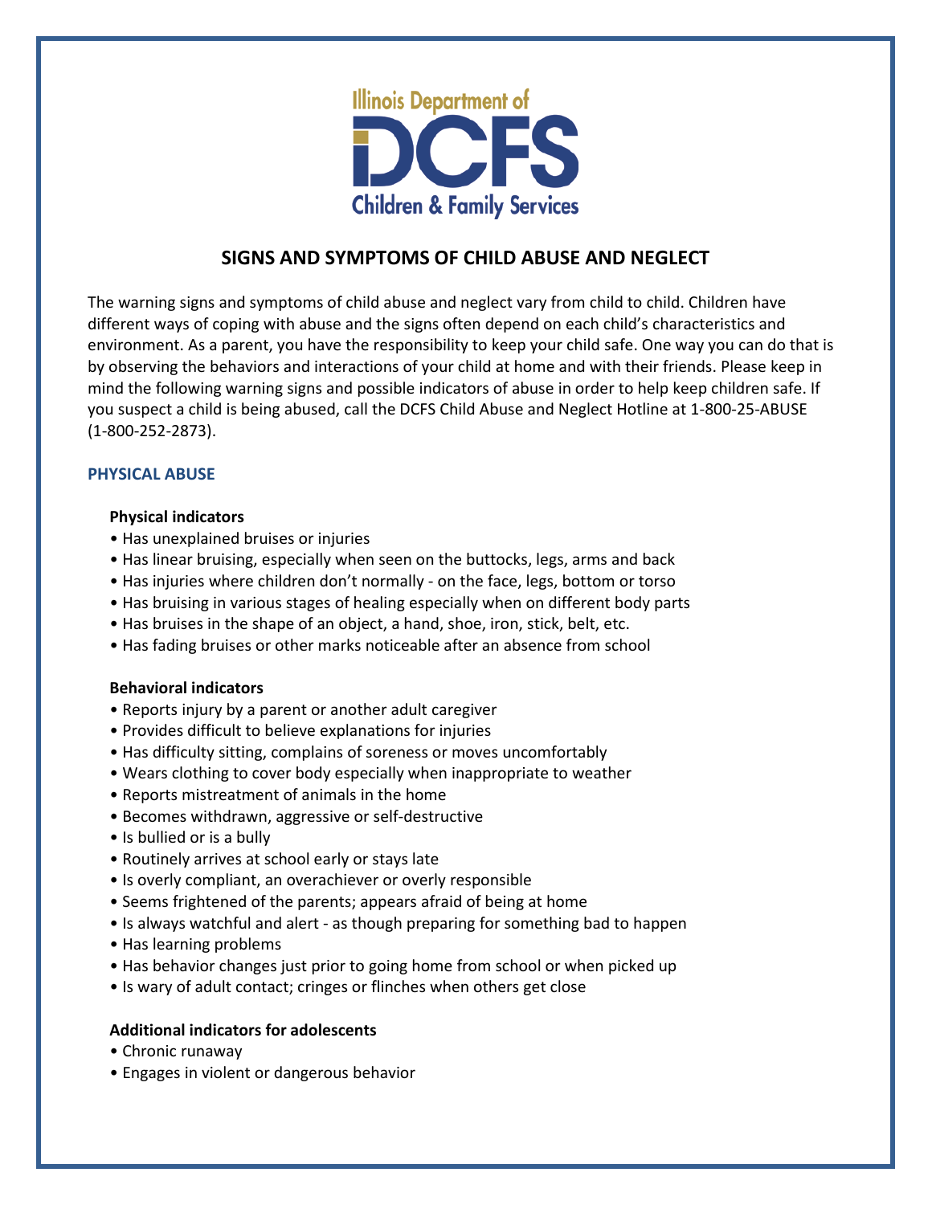Illinois Department of DCFS Children & Family Services

# SIGNS AND SYMPTOMS OF CHILD ABUSE AND NEGLECT

The warning signs and symptoms of child abuse and neglect vary from child to child. Children have different ways of coping with abuse and the signs often depend on each child's characteristics and environment. As a parent, you have the responsibility to keep your child safe. One way you can do that is by observing the behaviors and interactions of your child at home and with their friends. Please keep in mind the following warning signs and possible indicators of abuse in order to help keep children safe. If you suspect a child is being abused, call the DCFS Child Abuse and Neglect Hotline at 1-800-25-ABUSE (1-800-252-2873).

## PHYSICAL ABUSE

### Physical indicators

- Has unexplained bruises or injuries
- Has linear bruising, especially when seen on the buttocks, legs, arms and back
- Has injuries where children don't normally - on the face, legs, bottom or torso
- Has bruising in various stages of healing especially when on different body parts
- Has bruises in the shape of an object, a hand, shoe, iron, stick, belt, etc.
- Has fading bruises or other marks noticeable after an absence from school

### Behavioral indicators

- Reports injury by a parent or another adult caregiver
- Provides difficult to believe explanations for injuries
- Has difficulty sitting, complains of soreness or moves uncomfortably
- Wears clothing to cover body especially when inappropriate to weather
- Reports mistreatment of animals in the home
- Becomes withdrawn, aggressive or self-destructive
- Is bullied or is a bully
- Routinely arrives at school early or stays late
- Is overly compliant, an overachiever or overly responsible
- Seems frightened of the parents; appears afraid of being at home
- Is always watchful and alert - as though preparing for something bad to happen
- Has learning problems
- Has behavior changes just prior to going home from school or when picked up
- Is wary of adult contact; cringes or flinches when others get close

### Additional indicators for adolescents

- Chronic runaway
- Engages in violent or dangerous behavior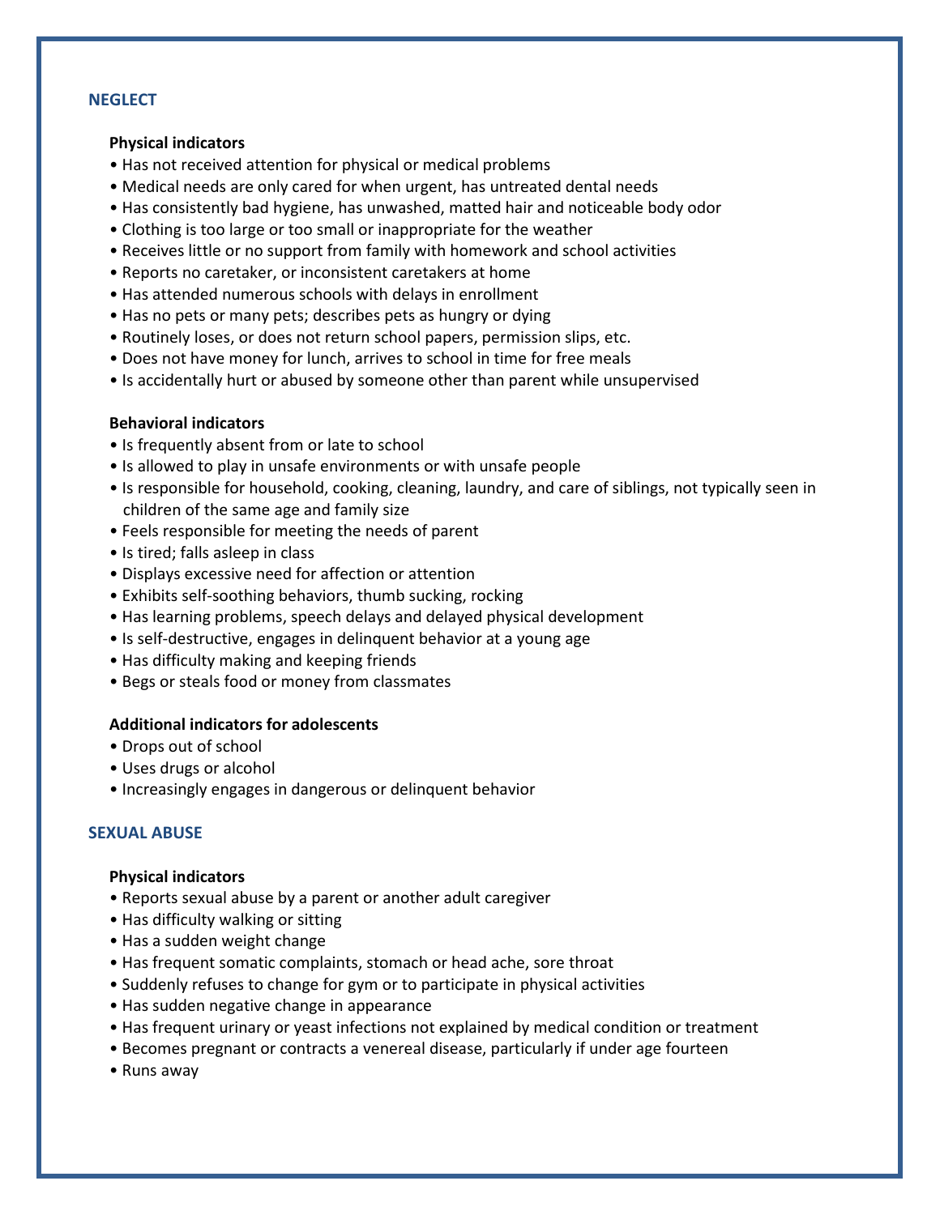## NEGLECT

### Physical indicators

- Has not received attention for physical or medical problems
- Medical needs are only cared for when urgent, has untreated dental needs
- Has consistently bad hygiene, has unwashed, matted hair and noticeable body odor
- Clothing is too large or too small or inappropriate for the weather
- Receives little or no support from family with homework and school activities
- Reports no caretaker, or inconsistent caretakers at home
- Has attended numerous schools with delays in enrollment
- Has no pets or many pets; describes pets as hungry or dying
- Routinely loses, or does not return school papers, permission slips, etc.
- Does not have money for lunch, arrives to school in time for free meals
- Is accidentally hurt or abused by someone other than parent while unsupervised

### Behavioral indicators

- Is frequently absent from or late to school
- Is allowed to play in unsafe environments or with unsafe people
- Is responsible for household, cooking, cleaning, laundry, and care of siblings, not typically seen in children of the same age and family size
- Feels responsible for meeting the needs of parent
- Is tired; falls asleep in class
- Displays excessive need for affection or attention
- Exhibits self-soothing behaviors, thumb sucking, rocking
- Has learning problems, speech delays and delayed physical development
- Is self-destructive, engages in delinquent behavior at a young age
- Has difficulty making and keeping friends
- Begs or steals food or money from classmates

### Additional indicators for adolescents

- Drops out of school
- Uses drugs or alcohol
- Increasingly engages in dangerous or delinquent behavior

## SEXUAL ABUSE

### Physical indicators

- Reports sexual abuse by a parent or another adult caregiver
- Has difficulty walking or sitting
- Has a sudden weight change
- Has frequent somatic complaints, stomach or head ache, sore throat
- Suddenly refuses to change for gym or to participate in physical activities
- Has sudden negative change in appearance
- Has frequent urinary or yeast infections not explained by medical condition or treatment
- Becomes pregnant or contracts a venereal disease, particularly if under age fourteen
- Runs away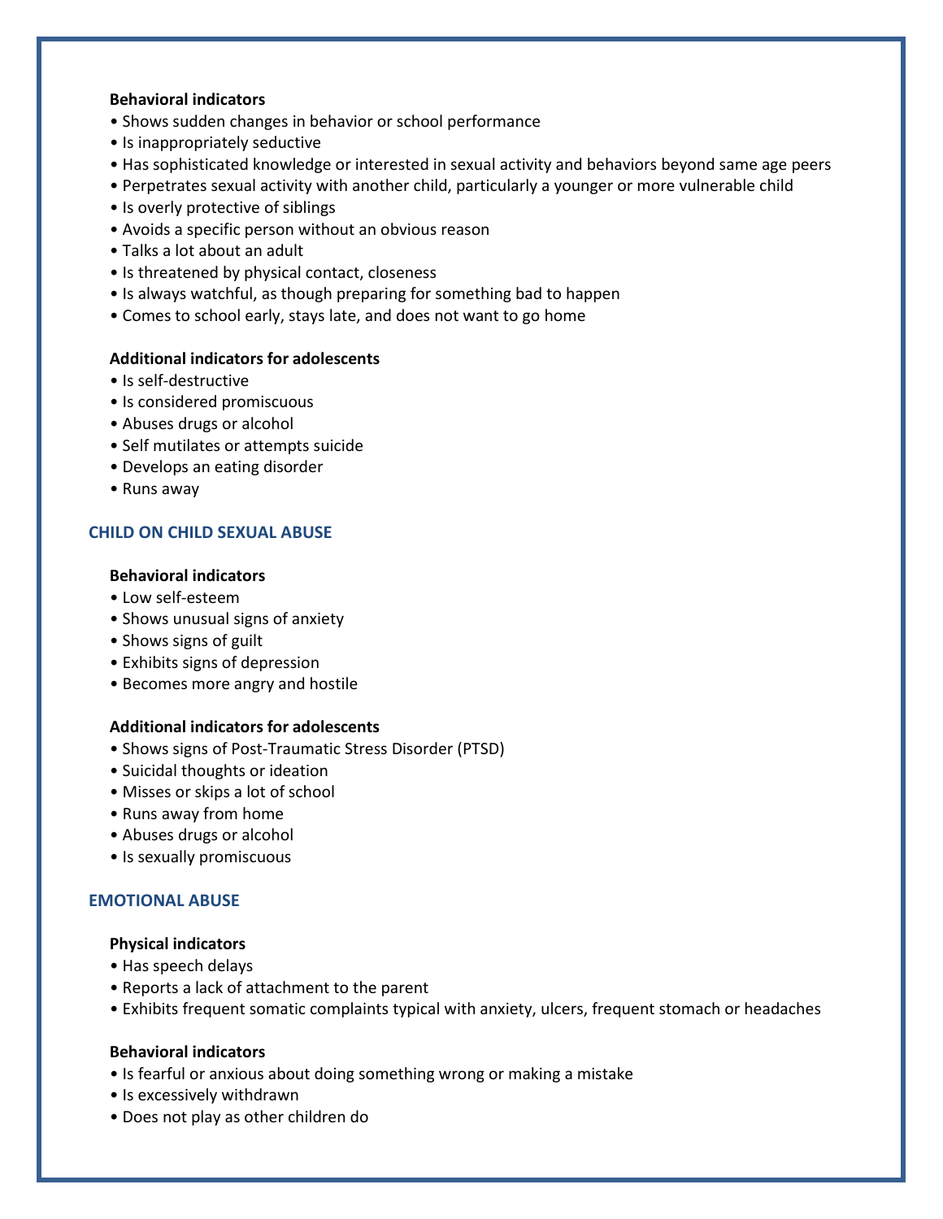**Behavioral indicators**

- Shows sudden changes in behavior or school performance
- Is inappropriately seductive
- Has sophisticated knowledge or interested in sexual activity and behaviors beyond same age peers
- Perpetrates sexual activity with another child, particularly a younger or more vulnerable child
- Is overly protective of siblings
- Avoids a specific person without an obvious reason
- Talks a lot about an adult
- Is threatened by physical contact, closeness
- Is always watchful, as though preparing for something bad to happen
- Comes to school early, stays late, and does not want to go home

**Additional indicators for adolescents**

- Is self-destructive
- Is considered promiscuous
- Abuses drugs or alcohol
- Self mutilates or attempts suicide
- Develops an eating disorder
- Runs away

## CHILD ON CHILD SEXUAL ABUSE

**Behavioral indicators**

- Low self-esteem
- Shows unusual signs of anxiety
- Shows signs of guilt
- Exhibits signs of depression
- Becomes more angry and hostile

**Additional indicators for adolescents**

- Shows signs of Post-Traumatic Stress Disorder (PTSD)
- Suicidal thoughts or ideation
- Misses or skips a lot of school
- Runs away from home
- Abuses drugs or alcohol
- Is sexually promiscuous

## EMOTIONAL ABUSE

**Physical indicators**

- Has speech delays
- Reports a lack of attachment to the parent
- Exhibits frequent somatic complaints typical with anxiety, ulcers, frequent stomach or headaches

**Behavioral indicators**

- Is fearful or anxious about doing something wrong or making a mistake
- Is excessively withdrawn
- Does not play as other children do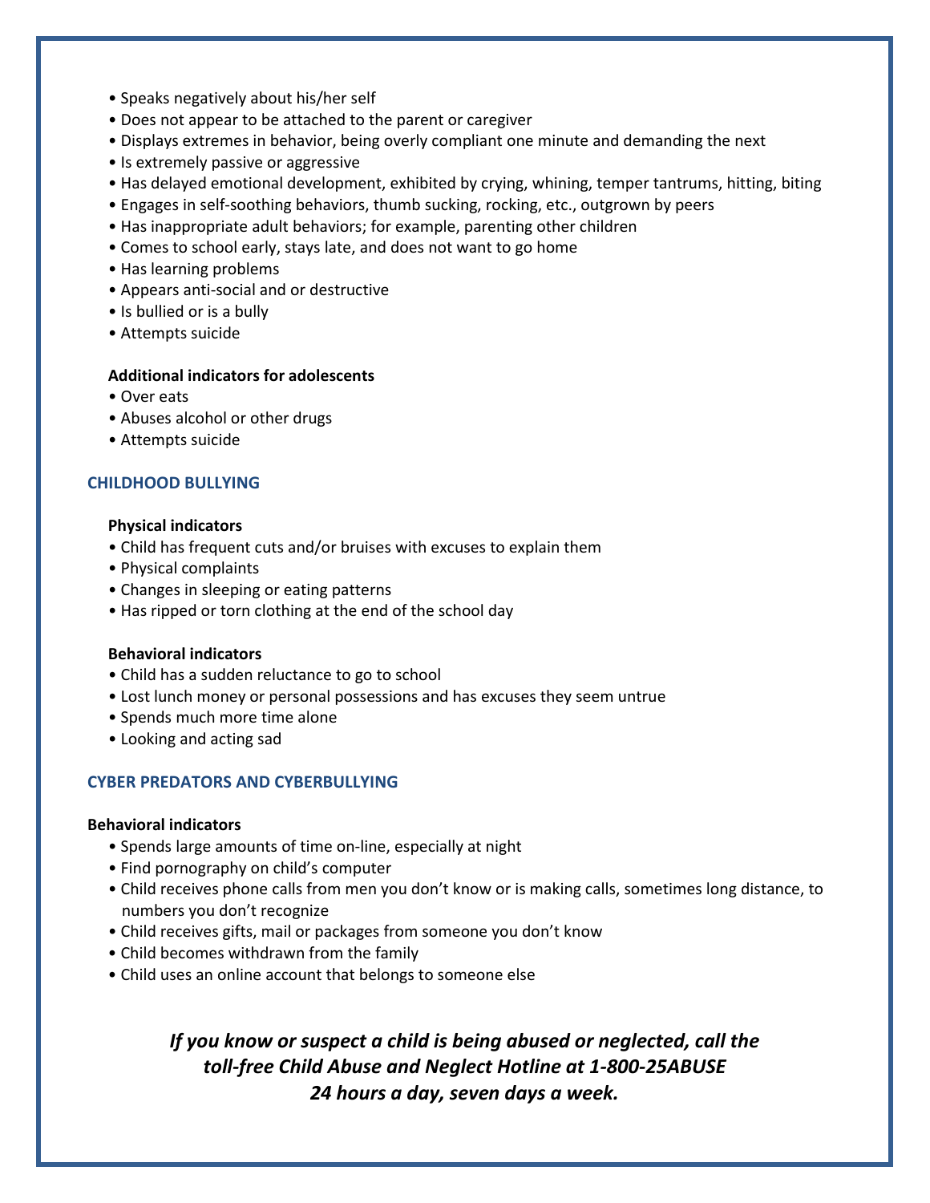- Speaks negatively about his/her self
- Does not appear to be attached to the parent or caregiver
- Displays extremes in behavior, being overly compliant one minute and demanding the next
- Is extremely passive or aggressive
- Has delayed emotional development, exhibited by crying, whining, temper tantrums, hitting, biting
- Engages in self-soothing behaviors, thumb sucking, rocking, etc., outgrown by peers
- Has inappropriate adult behaviors; for example, parenting other children
- Comes to school early, stays late, and does not want to go home
- Has learning problems
- Appears anti-social and or destructive
- Is bullied or is a bully
- Attempts suicide

**Additional indicators for adolescents**

- Over eats
- Abuses alcohol or other drugs
- Attempts suicide

## CHILDHOOD BULLYING

**Physical indicators**

- Child has frequent cuts and/or bruises with excuses to explain them
- Physical complaints
- Changes in sleeping or eating patterns
- Has ripped or torn clothing at the end of the school day

**Behavioral indicators**

- Child has a sudden reluctance to go to school
- Lost lunch money or personal possessions and has excuses they seem untrue
- Spends much more time alone
- Looking and acting sad

## CYBER PREDATORS AND CYBERBULLYING

**Behavioral indicators**

- Spends large amounts of time on-line, especially at night
- Find pornography on child's computer
- Child receives phone calls from men you don't know or is making calls, sometimes long distance, to numbers you don't recognize
- Child receives gifts, mail or packages from someone you don't know
- Child becomes withdrawn from the family
- Child uses an online account that belongs to someone else

***If you know or suspect a child is being abused or neglected, call the toll-free Child Abuse and Neglect Hotline at 1-800-25ABUSE 24 hours a day, seven days a week.***